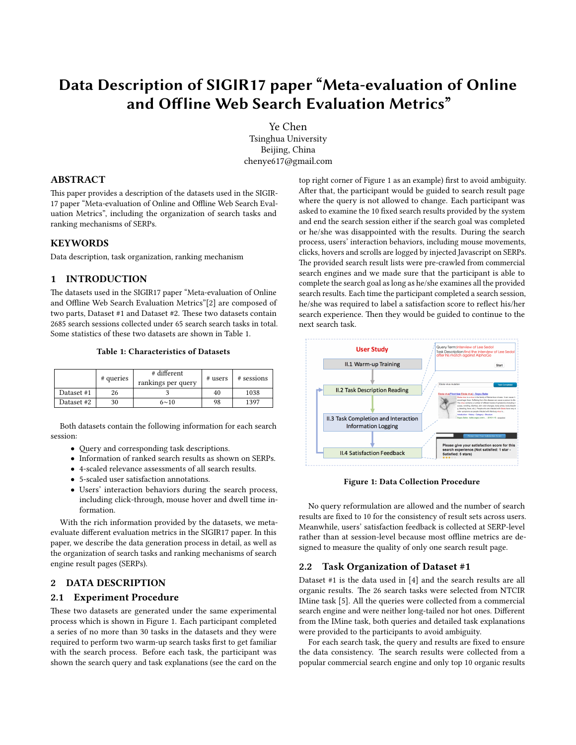# Data Description of SIGIR17 paper “Meta-evaluation of Online and Offline Web Search Evaluation Metrics”

Ye Chen
Tsinghua University
Beijing, China
chenye617@gmail.com

## ABSTRACT

This paper provides a description of the datasets used in the SIGIR-17 paper “Meta-evaluation of Online and Offline Web Search Evaluation Metrics”, including the organization of search tasks and ranking mechanisms of SERPs.

## KEYWORDS

Data description, task organization, ranking mechanism

## 1 INTRODUCTION

The datasets used in the SIGIR17 paper “Meta-evaluation of Online and Offline Web Search Evaluation Metrics”[2] are composed of two parts, Dataset #1 and Dataset #2. These two datasets contain 2685 search sessions collected under 65 search search tasks in total. Some statistics of these two datasets are shown in Table 1.

**Table 1: Characteristics of Datasets**

| | # queries | # different rankings per query | # users | # sessions |
|---|---|---|---|---|
| Dataset #1 | 26 | 3 | 40 | 1038 |
| Dataset #2 | 30 | 6~10 | 98 | 1397 |

Both datasets contain the following information for each search session:

- Query and corresponding task descriptions.
- Information of ranked search results as shown on SERPs.
- 4-scaled relevance assessments of all search results.
- 5-scaled user satisfaction annotations.
- Users’ interaction behaviors during the search process, including click-through, mouse hover and dwell time information.

With the rich information provided by the datasets, we meta-evaluate different evaluation metrics in the SIGIR17 paper. In this paper, we describe the data generation process in detail, as well as the organization of search tasks and ranking mechanisms of search engine result pages (SERPs).

## 2 DATA DESCRIPTION

### 2.1 Experiment Procedure

These two datasets are generated under the same experimental process which is shown in Figure 1. Each participant completed a series of no more than 30 tasks in the datasets and they were required to perform two warm-up search tasks first to get familiar with the search process. Before each task, the participant was shown the search query and task explanations (see the card on the top right corner of Figure 1 as an example) first to avoid ambiguity. After that, the participant would be guided to search result page where the query is not allowed to change. Each participant was asked to examine the 10 fixed search results provided by the system and end the search session either if the search goal was completed or he/she was disappointed with the results. During the search process, users’ interaction behaviors, including mouse movements, clicks, hovers and scrolls are logged by injected Javascript on SERPs. The provided search result lists were pre-crawled from commercial search engines and we made sure that the participant is able to complete the search goal as long as he/she examines all the provided search results. Each time the participant completed a search session, he/she was required to label a satisfaction score to reflect his/her search experience. Then they would be guided to continue to the next search task.

**Figure 1: Data Collection Procedure**

No query reformulation are allowed and the number of search results are fixed to 10 for the consistency of result sets across users. Meanwhile, users’ satisfaction feedback is collected at SERP-level rather than at session-level because most offline metrics are designed to measure the quality of only one search result page.

### 2.2 Task Organization of Dataset #1

Dataset #1 is the data used in [4] and the search results are all organic results. The 26 search tasks were selected from NTCIR IMine task [5]. All the queries were collected from a commercial search engine and were neither long-tailed nor hot ones. Different from the IMine task, both queries and detailed task explanations were provided to the participants to avoid ambiguity.

For each search task, the query and results are fixed to ensure the data consistency. The search results were collected from a popular commercial search engine and only top 10 organic results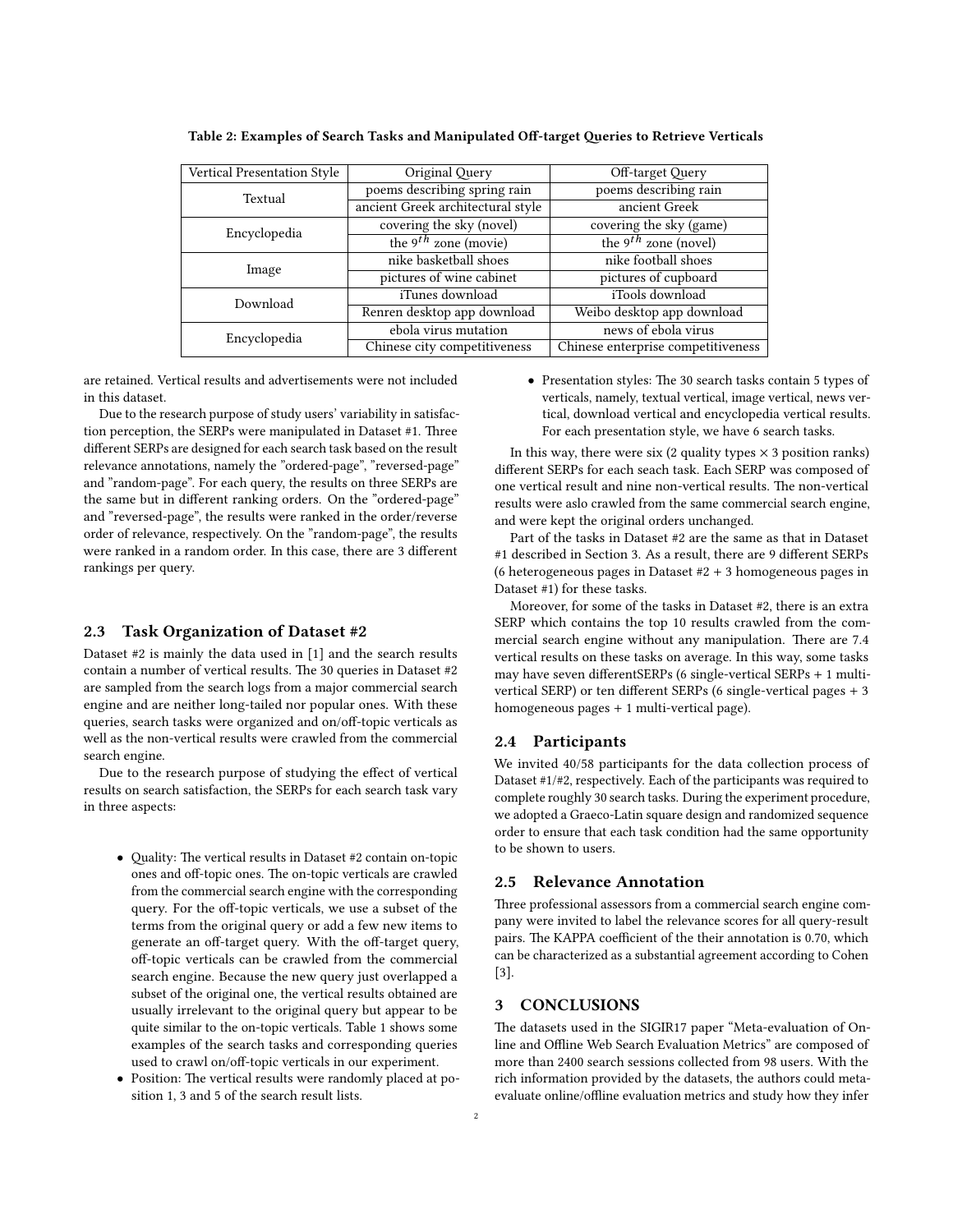**Table 2: Examples of Search Tasks and Manipulated Off-target Queries to Retrieve Verticals**

| Vertical Presentation Style | Original Query | Off-target Query |
|---|---|---|
| Textual | poems describing spring rain | poems describing rain |
| | ancient Greek architectural style | ancient Greek |
| Encyclopedia | covering the sky (novel) | covering the sky (game) |
| | the $9^{th}$ zone (movie) | the $9^{th}$ zone (novel) |
| Image | nike basketball shoes | nike football shoes |
| | pictures of wine cabinet | pictures of cupboard |
| Download | iTunes download | iTools download |
| | Renren desktop app download | Weibo desktop app download |
| Encyclopedia | ebola virus mutation | news of ebola virus |
| | Chinese city competitiveness | Chinese enterprise competitiveness |

are retained. Vertical results and advertisements were not included in this dataset.

Due to the research purpose of study users' variability in satisfaction perception, the SERPs were manipulated in Dataset #1. Three different SERPs are designed for each search task based on the result relevance annotations, namely the "ordered-page", "reversed-page" and "random-page". For each query, the results on three SERPs are the same but in different ranking orders. On the "ordered-page" and "reversed-page", the results were ranked in the order/reverse order of relevance, respectively. On the "random-page", the results were ranked in a random order. In this case, there are 3 different rankings per query.

## 2.3 Task Organization of Dataset #2

Dataset #2 is mainly the data used in [1] and the search results contain a number of vertical results. The 30 queries in Dataset #2 are sampled from the search logs from a major commercial search engine and are neither long-tailed nor popular ones. With these queries, search tasks were organized and on/off-topic verticals as well as the non-vertical results were crawled from the commercial search engine.

Due to the research purpose of studying the effect of vertical results on search satisfaction, the SERPs for each search task vary in three aspects:

- Quality: The vertical results in Dataset #2 contain on-topic ones and off-topic ones. The on-topic verticals are crawled from the commercial search engine with the corresponding query. For the off-topic verticals, we use a subset of the terms from the original query or add a few new items to generate an off-target query. With the off-target query, off-topic verticals can be crawled from the commercial search engine. Because the new query just overlapped a subset of the original one, the vertical results obtained are usually irrelevant to the original query but appear to be quite similar to the on-topic verticals. Table 1 shows some examples of the search tasks and corresponding queries used to crawl on/off-topic verticals in our experiment.
- Position: The vertical results were randomly placed at position 1, 3 and 5 of the search result lists.
- Presentation styles: The 30 search tasks contain 5 types of verticals, namely, textual vertical, image vertical, news vertical, download vertical and encyclopedia vertical results. For each presentation style, we have 6 search tasks.

In this way, there were six (2 quality types × 3 position ranks) different SERPs for each seach task. Each SERP was composed of one vertical result and nine non-vertical results. The non-vertical results were aslo crawled from the same commercial search engine, and were kept the original orders unchanged.

Part of the tasks in Dataset #2 are the same as that in Dataset #1 described in Section 3. As a result, there are 9 different SERPs (6 heterogeneous pages in Dataset #2 + 3 homogeneous pages in Dataset #1) for these tasks.

Moreover, for some of the tasks in Dataset #2, there is an extra SERP which contains the top 10 results crawled from the commercial search engine without any manipulation. There are 7.4 vertical results on these tasks on average. In this way, some tasks may have seven differentSERPs (6 single-vertical SERPs + 1 multi-vertical SERP) or ten different SERPs (6 single-vertical pages + 3 homogeneous pages + 1 multi-vertical page).

## 2.4 Participants

We invited 40/58 participants for the data collection process of Dataset #1/#2, respectively. Each of the participants was required to complete roughly 30 search tasks. During the experiment procedure, we adopted a Graeco-Latin square design and randomized sequence order to ensure that each task condition had the same opportunity to be shown to users.

## 2.5 Relevance Annotation

Three professional assessors from a commercial search engine company were invited to label the relevance scores for all query-result pairs. The KAPPA coefficient of the their annotation is 0.70, which can be characterized as a substantial agreement according to Cohen [3].

# 3 CONCLUSIONS

The datasets used in the SIGIR17 paper "Meta-evaluation of Online and Offline Web Search Evaluation Metrics" are composed of more than 2400 search sessions collected from 98 users. With the rich information provided by the datasets, the authors could meta-evaluate online/offline evaluation metrics and study how they infer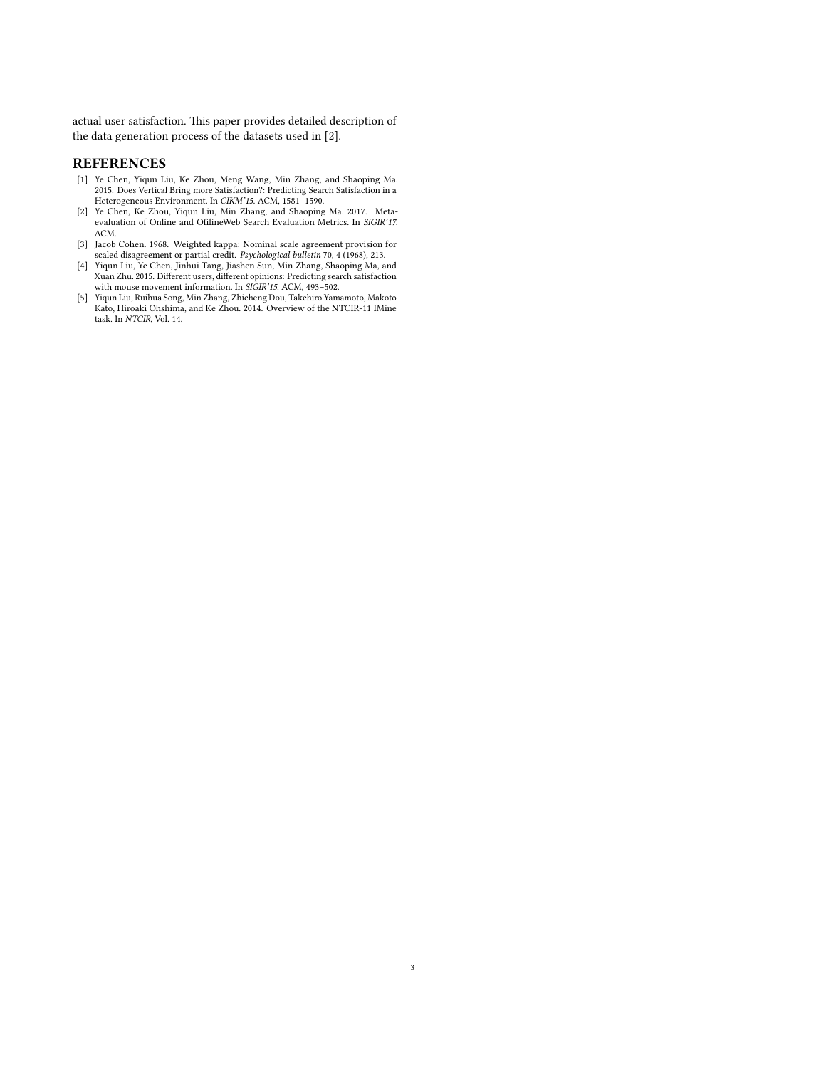actual user satisfaction. This paper provides detailed description of the data generation process of the datasets used in [2].

## REFERENCES

[1] Ye Chen, Yiqun Liu, Ke Zhou, Meng Wang, Min Zhang, and Shaoping Ma. 2015. Does Vertical Bring more Satisfaction?: Predicting Search Satisfaction in a Heterogeneous Environment. In *CIKM'15*. ACM, 1581–1590.

[2] Ye Chen, Ke Zhou, Yiqun Liu, Min Zhang, and Shaoping Ma. 2017. Meta-evaluation of Online and OfilineWeb Search Evaluation Metrics. In *SIGIR'17*. ACM.

[3] Jacob Cohen. 1968. Weighted kappa: Nominal scale agreement provision for scaled disagreement or partial credit. *Psychological bulletin* 70, 4 (1968), 213.

[4] Yiqun Liu, Ye Chen, Jinhui Tang, Jiashen Sun, Min Zhang, Shaoping Ma, and Xuan Zhu. 2015. Different users, different opinions: Predicting search satisfaction with mouse movement information. In *SIGIR'15*. ACM, 493–502.

[5] Yiqun Liu, Ruihua Song, Min Zhang, Zhicheng Dou, Takehiro Yamamoto, Makoto Kato, Hiroaki Ohshima, and Ke Zhou. 2014. Overview of the NTCIR-11 IMine task. In *NTCIR*, Vol. 14.